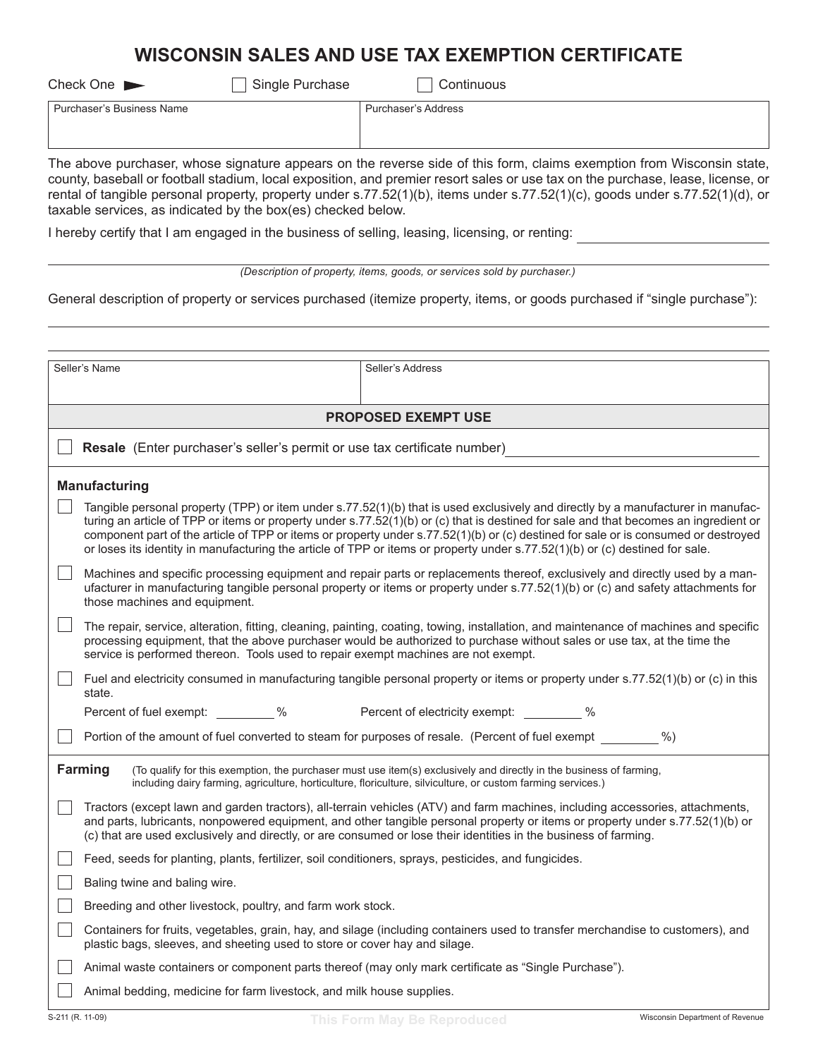# WISCONSIN SALES AND USE TAX EXEMPTION CERTIFICATE

Check One ► ☐ Single Purchase ☐ Continuous

| Purchaser's Business Name | Purchaser's Address |
|---|---|
| | |

The above purchaser, whose signature appears on the reverse side of this form, claims exemption from Wisconsin state, county, baseball or football stadium, local exposition, and premier resort sales or use tax on the purchase, lease, license, or rental of tangible personal property, property under s.77.52(1)(b), items under s.77.52(1)(c), goods under s.77.52(1)(d), or taxable services, as indicated by the box(es) checked below.

I hereby certify that I am engaged in the business of selling, leasing, licensing, or renting: \_\_\_\_\_\_\_\_\_\_\_\_\_\_\_\_\_\_\_\_

\_\_\_\_\_\_\_\_\_\_\_\_\_\_\_\_\_\_\_\_\_\_\_\_\_\_\_\_\_\_\_\_\_\_\_\_\_\_\_\_

*(Description of property, items, goods, or services sold by purchaser.)*

General description of property or services purchased (itemize property, items, or goods purchased if "single purchase"):

\_\_\_\_\_\_\_\_\_\_\_\_\_\_\_\_\_\_\_\_\_\_\_\_\_\_\_\_\_\_\_\_\_\_\_\_\_\_\_\_

\_\_\_\_\_\_\_\_\_\_\_\_\_\_\_\_\_\_\_\_\_\_\_\_\_\_\_\_\_\_\_\_\_\_\_\_\_\_\_\_

| Seller's Name | Seller's Address |
|---|---|
| | |

## PROPOSED EXEMPT USE

☐ **Resale** (Enter purchaser's seller's permit or use tax certificate number) \_\_\_\_\_\_\_\_\_\_\_\_\_\_\_\_\_\_\_\_

### Manufacturing

☐ Tangible personal property (TPP) or item under s.77.52(1)(b) that is used exclusively and directly by a manufacturer in manufacturing an article of TPP or items or property under s.77.52(1)(b) or (c) that is destined for sale and that becomes an ingredient or component part of the article of TPP or items or property under s.77.52(1)(b) or (c) destined for sale or is consumed or destroyed or loses its identity in manufacturing the article of TPP or items or property under s.77.52(1)(b) or (c) destined for sale.

☐ Machines and specific processing equipment and repair parts or replacements thereof, exclusively and directly used by a manufacturer in manufacturing tangible personal property or items or property under s.77.52(1)(b) or (c) and safety attachments for those machines and equipment.

☐ The repair, service, alteration, fitting, cleaning, painting, coating, towing, installation, and maintenance of machines and specific processing equipment, that the above purchaser would be authorized to purchase without sales or use tax, at the time the service is performed thereon. Tools used to repair exempt machines are not exempt.

☐ Fuel and electricity consumed in manufacturing tangible personal property or items or property under s.77.52(1)(b) or (c) in this state.

Percent of fuel exempt: \_\_\_\_\_\_\_\_ % Percent of electricity exempt: \_\_\_\_\_\_\_\_ %

☐ Portion of the amount of fuel converted to steam for purposes of resale. (Percent of fuel exempt \_\_\_\_\_\_\_\_ %)

### Farming

(To qualify for this exemption, the purchaser must use item(s) exclusively and directly in the business of farming, including dairy farming, agriculture, horticulture, floriculture, silviculture, or custom farming services.)

☐ Tractors (except lawn and garden tractors), all-terrain vehicles (ATV) and farm machines, including accessories, attachments, and parts, lubricants, nonpowered equipment, and other tangible personal property or items or property under s.77.52(1)(b) or (c) that are used exclusively and directly, or are consumed or lose their identities in the business of farming.

☐ Feed, seeds for planting, plants, fertilizer, soil conditioners, sprays, pesticides, and fungicides.

☐ Baling twine and baling wire.

☐ Breeding and other livestock, poultry, and farm work stock.

☐ Containers for fruits, vegetables, grain, hay, and silage (including containers used to transfer merchandise to customers), and plastic bags, sleeves, and sheeting used to store or cover hay and silage.

☐ Animal waste containers or component parts thereof (may only mark certificate as "Single Purchase").

☐ Animal bedding, medicine for farm livestock, and milk house supplies.

S-211 (R. 11-09) This Form May Be Reproduced Wisconsin Department of Revenue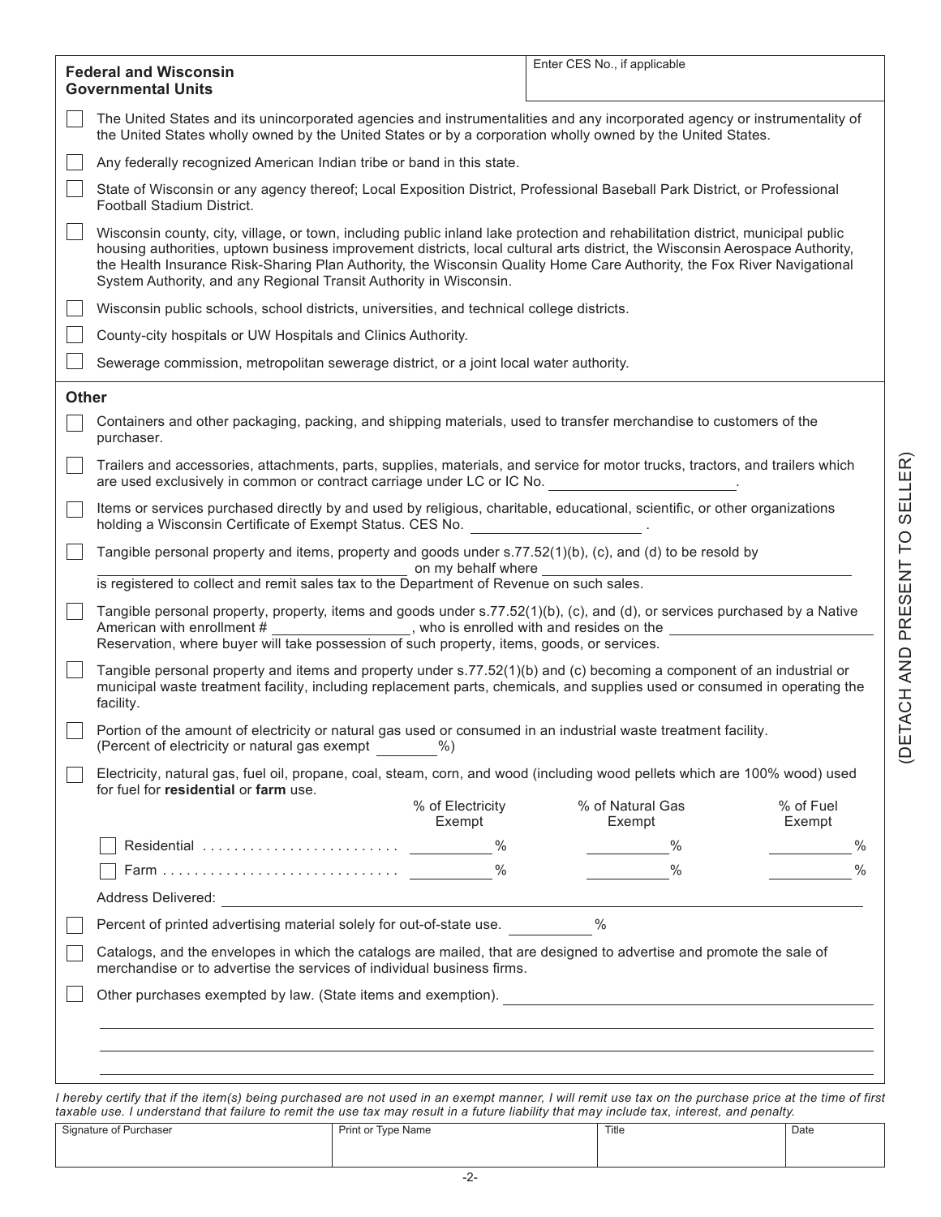## Federal and Wisconsin Governmental Units

Enter CES No., if applicable

- ☐ The United States and its unincorporated agencies and instrumentalities and any incorporated agency or instrumentality of the United States wholly owned by the United States or by a corporation wholly owned by the United States.
- ☐ Any federally recognized American Indian tribe or band in this state.
- ☐ State of Wisconsin or any agency thereof; Local Exposition District, Professional Baseball Park District, or Professional Football Stadium District.
- ☐ Wisconsin county, city, village, or town, including public inland lake protection and rehabilitation district, municipal public housing authorities, uptown business improvement districts, local cultural arts district, the Wisconsin Aerospace Authority, the Health Insurance Risk-Sharing Plan Authority, the Wisconsin Quality Home Care Authority, the Fox River Navigational System Authority, and any Regional Transit Authority in Wisconsin.
- ☐ Wisconsin public schools, school districts, universities, and technical college districts.
- ☐ County-city hospitals or UW Hospitals and Clinics Authority.
- ☐ Sewerage commission, metropolitan sewerage district, or a joint local water authority.

## Other

- ☐ Containers and other packaging, packing, and shipping materials, used to transfer merchandise to customers of the purchaser.
- ☐ Trailers and accessories, attachments, parts, supplies, materials, and service for motor trucks, tractors, and trailers which are used exclusively in common or contract carriage under LC or IC No. ______________________.
- ☐ Items or services purchased directly by and used by religious, charitable, educational, scientific, or other organizations holding a Wisconsin Certificate of Exempt Status. CES No. ______________________ .
- ☐ Tangible personal property and items, property and goods under s.77.52(1)(b), (c), and (d) to be resold by ______________________ on my behalf where ______________________ is registered to collect and remit sales tax to the Department of Revenue on such sales.
- ☐ Tangible personal property, property, items and goods under s.77.52(1)(b), (c), and (d), or services purchased by a Native American with enrollment # ______________, who is enrolled with and resides on the ______________________ Reservation, where buyer will take possession of such property, items, goods, or services.
- ☐ Tangible personal property and items and property under s.77.52(1)(b) and (c) becoming a component of an industrial or municipal waste treatment facility, including replacement parts, chemicals, and supplies used or consumed in operating the facility.
- ☐ Portion of the amount of electricity or natural gas used or consumed in an industrial waste treatment facility. (Percent of electricity or natural gas exempt ________%)
- ☐ Electricity, natural gas, fuel oil, propane, coal, steam, corn, and wood (including wood pellets which are 100% wood) used for fuel for **residential** or **farm** use.

| | % of Electricity Exempt | % of Natural Gas Exempt | % of Fuel Exempt |
|---|---|---|---|
| ☐ Residential | ________% | ________% | ________% |
| ☐ Farm | ________% | ________% | ________% |

Address Delivered: ______________________________________________

- ☐ Percent of printed advertising material solely for out-of-state use. ________%
- ☐ Catalogs, and the envelopes in which the catalogs are mailed, that are designed to advertise and promote the sale of merchandise or to advertise the services of individual business firms.
- ☐ Other purchases exempted by law. (State items and exemption). ______________________________________________

*I hereby certify that if the item(s) being purchased are not used in an exempt manner, I will remit use tax on the purchase price at the time of first taxable use. I understand that failure to remit the use tax may result in a future liability that may include tax, interest, and penalty.*

| Signature of Purchaser | Print or Type Name | Title | Date |
|---|---|---|---|
| | | | |

(DETACH AND PRESENT TO SELLER)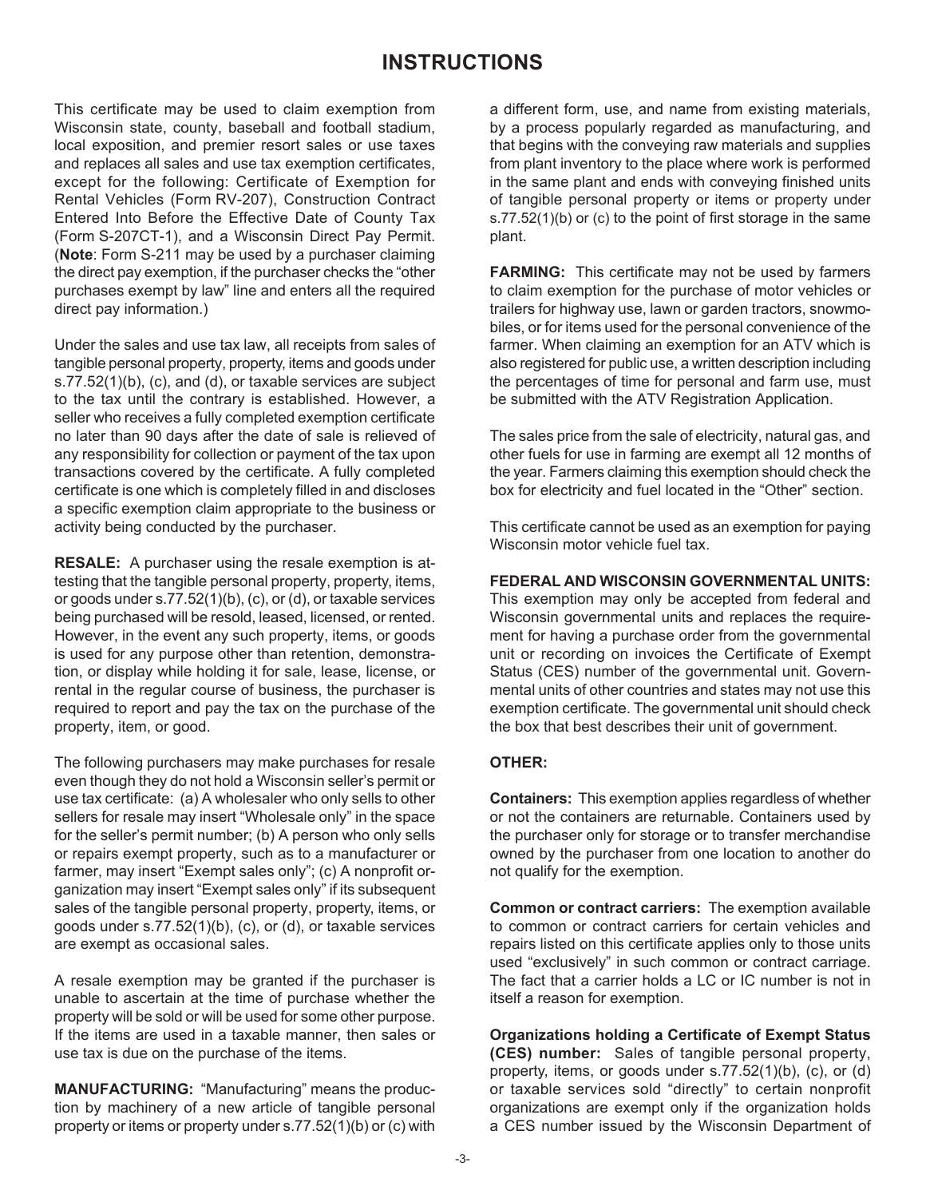# INSTRUCTIONS

This certificate may be used to claim exemption from Wisconsin state, county, baseball and football stadium, local exposition, and premier resort sales or use taxes and replaces all sales and use tax exemption certificates, except for the following: Certificate of Exemption for Rental Vehicles (Form RV-207), Construction Contract Entered Into Before the Effective Date of County Tax (Form S-207CT-1), and a Wisconsin Direct Pay Permit. (**Note**: Form S-211 may be used by a purchaser claiming the direct pay exemption, if the purchaser checks the "other purchases exempt by law" line and enters all the required direct pay information.)

Under the sales and use tax law, all receipts from sales of tangible personal property, property, items and goods under s.77.52(1)(b), (c), and (d), or taxable services are subject to the tax until the contrary is established. However, a seller who receives a fully completed exemption certificate no later than 90 days after the date of sale is relieved of any responsibility for collection or payment of the tax upon transactions covered by the certificate. A fully completed certificate is one which is completely filled in and discloses a specific exemption claim appropriate to the business or activity being conducted by the purchaser.

**RESALE:** A purchaser using the resale exemption is attesting that the tangible personal property, property, items, or goods under s.77.52(1)(b), (c), or (d), or taxable services being purchased will be resold, leased, licensed, or rented. However, in the event any such property, items, or goods is used for any purpose other than retention, demonstration, or display while holding it for sale, lease, license, or rental in the regular course of business, the purchaser is required to report and pay the tax on the purchase of the property, item, or good.

The following purchasers may make purchases for resale even though they do not hold a Wisconsin seller's permit or use tax certificate: (a) A wholesaler who only sells to other sellers for resale may insert "Wholesale only" in the space for the seller's permit number; (b) A person who only sells or repairs exempt property, such as to a manufacturer or farmer, may insert "Exempt sales only"; (c) A nonprofit organization may insert "Exempt sales only" if its subsequent sales of the tangible personal property, property, items, or goods under s.77.52(1)(b), (c), or (d), or taxable services are exempt as occasional sales.

A resale exemption may be granted if the purchaser is unable to ascertain at the time of purchase whether the property will be sold or will be used for some other purpose. If the items are used in a taxable manner, then sales or use tax is due on the purchase of the items.

**MANUFACTURING:** "Manufacturing" means the production by machinery of a new article of tangible personal property or items or property under s.77.52(1)(b) or (c) with a different form, use, and name from existing materials, by a process popularly regarded as manufacturing, and that begins with the conveying raw materials and supplies from plant inventory to the place where work is performed in the same plant and ends with conveying finished units of tangible personal property or items or property under s.77.52(1)(b) or (c) to the point of first storage in the same plant.

**FARMING:** This certificate may not be used by farmers to claim exemption for the purchase of motor vehicles or trailers for highway use, lawn or garden tractors, snowmobiles, or for items used for the personal convenience of the farmer. When claiming an exemption for an ATV which is also registered for public use, a written description including the percentages of time for personal and farm use, must be submitted with the ATV Registration Application.

The sales price from the sale of electricity, natural gas, and other fuels for use in farming are exempt all 12 months of the year. Farmers claiming this exemption should check the box for electricity and fuel located in the "Other" section.

This certificate cannot be used as an exemption for paying Wisconsin motor vehicle fuel tax.

**FEDERAL AND WISCONSIN GOVERNMENTAL UNITS:** This exemption may only be accepted from federal and Wisconsin governmental units and replaces the requirement for having a purchase order from the governmental unit or recording on invoices the Certificate of Exempt Status (CES) number of the governmental unit. Governmental units of other countries and states may not use this exemption certificate. The governmental unit should check the box that best describes their unit of government.

**OTHER:**

**Containers:** This exemption applies regardless of whether or not the containers are returnable. Containers used by the purchaser only for storage or to transfer merchandise owned by the purchaser from one location to another do not qualify for the exemption.

**Common or contract carriers:** The exemption available to common or contract carriers for certain vehicles and repairs listed on this certificate applies only to those units used "exclusively" in such common or contract carriage. The fact that a carrier holds a LC or IC number is not in itself a reason for exemption.

**Organizations holding a Certificate of Exempt Status (CES) number:** Sales of tangible personal property, property, items, or goods under s.77.52(1)(b), (c), or (d) or taxable services sold "directly" to certain nonprofit organizations are exempt only if the organization holds a CES number issued by the Wisconsin Department of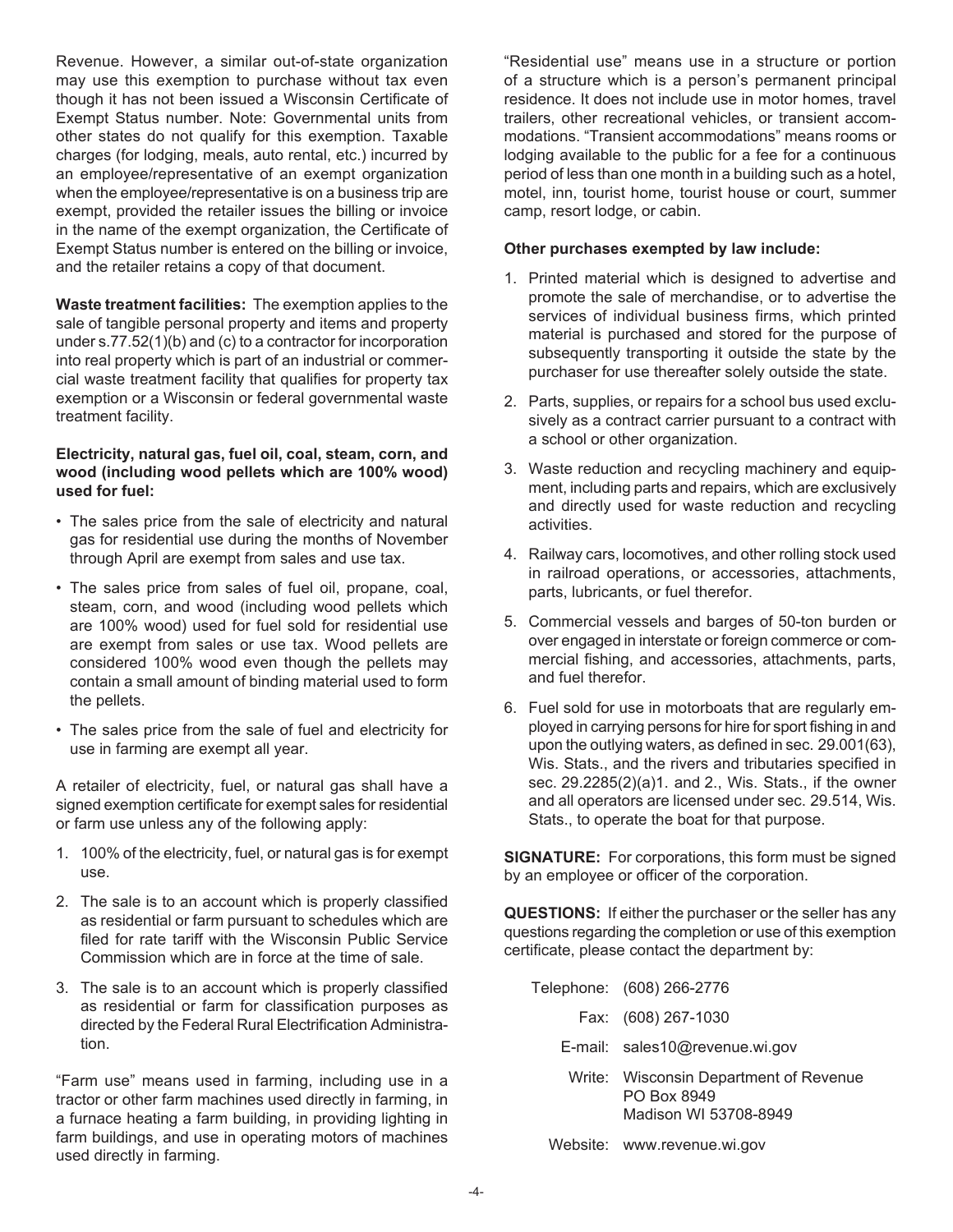Revenue. However, a similar out-of-state organization may use this exemption to purchase without tax even though it has not been issued a Wisconsin Certificate of Exempt Status number. Note: Governmental units from other states do not qualify for this exemption. Taxable charges (for lodging, meals, auto rental, etc.) incurred by an employee/representative of an exempt organization when the employee/representative is on a business trip are exempt, provided the retailer issues the billing or invoice in the name of the exempt organization, the Certificate of Exempt Status number is entered on the billing or invoice, and the retailer retains a copy of that document.

**Waste treatment facilities:** The exemption applies to the sale of tangible personal property and items and property under s.77.52(1)(b) and (c) to a contractor for incorporation into real property which is part of an industrial or commercial waste treatment facility that qualifies for property tax exemption or a Wisconsin or federal governmental waste treatment facility.

**Electricity, natural gas, fuel oil, coal, steam, corn, and wood (including wood pellets which are 100% wood) used for fuel:**

- The sales price from the sale of electricity and natural gas for residential use during the months of November through April are exempt from sales and use tax.
- The sales price from sales of fuel oil, propane, coal, steam, corn, and wood (including wood pellets which are 100% wood) used for fuel sold for residential use are exempt from sales or use tax. Wood pellets are considered 100% wood even though the pellets may contain a small amount of binding material used to form the pellets.
- The sales price from the sale of fuel and electricity for use in farming are exempt all year.

A retailer of electricity, fuel, or natural gas shall have a signed exemption certificate for exempt sales for residential or farm use unless any of the following apply:

1. 100% of the electricity, fuel, or natural gas is for exempt use.
2. The sale is to an account which is properly classified as residential or farm pursuant to schedules which are filed for rate tariff with the Wisconsin Public Service Commission which are in force at the time of sale.
3. The sale is to an account which is properly classified as residential or farm for classification purposes as directed by the Federal Rural Electrification Administration.

"Farm use" means used in farming, including use in a tractor or other farm machines used directly in farming, in a furnace heating a farm building, in providing lighting in farm buildings, and use in operating motors of machines used directly in farming.

"Residential use" means use in a structure or portion of a structure which is a person's permanent principal residence. It does not include use in motor homes, travel trailers, other recreational vehicles, or transient accommodations. "Transient accommodations" means rooms or lodging available to the public for a fee for a continuous period of less than one month in a building such as a hotel, motel, inn, tourist home, tourist house or court, summer camp, resort lodge, or cabin.

**Other purchases exempted by law include:**

1. Printed material which is designed to advertise and promote the sale of merchandise, or to advertise the services of individual business firms, which printed material is purchased and stored for the purpose of subsequently transporting it outside the state by the purchaser for use thereafter solely outside the state.
2. Parts, supplies, or repairs for a school bus used exclusively as a contract carrier pursuant to a contract with a school or other organization.
3. Waste reduction and recycling machinery and equipment, including parts and repairs, which are exclusively and directly used for waste reduction and recycling activities.
4. Railway cars, locomotives, and other rolling stock used in railroad operations, or accessories, attachments, parts, lubricants, or fuel therefor.
5. Commercial vessels and barges of 50-ton burden or over engaged in interstate or foreign commerce or commercial fishing, and accessories, attachments, parts, and fuel therefor.
6. Fuel sold for use in motorboats that are regularly employed in carrying persons for hire for sport fishing in and upon the outlying waters, as defined in sec. 29.001(63), Wis. Stats., and the rivers and tributaries specified in sec. 29.2285(2)(a)1. and 2., Wis. Stats., if the owner and all operators are licensed under sec. 29.514, Wis. Stats., to operate the boat for that purpose.

**SIGNATURE:** For corporations, this form must be signed by an employee or officer of the corporation.

**QUESTIONS:** If either the purchaser or the seller has any questions regarding the completion or use of this exemption certificate, please contact the department by:

Telephone: (608) 266-2776

Fax: (608) 267-1030

E-mail: sales10@revenue.wi.gov

Write: Wisconsin Department of Revenue
PO Box 8949
Madison WI 53708-8949

Website: www.revenue.wi.gov